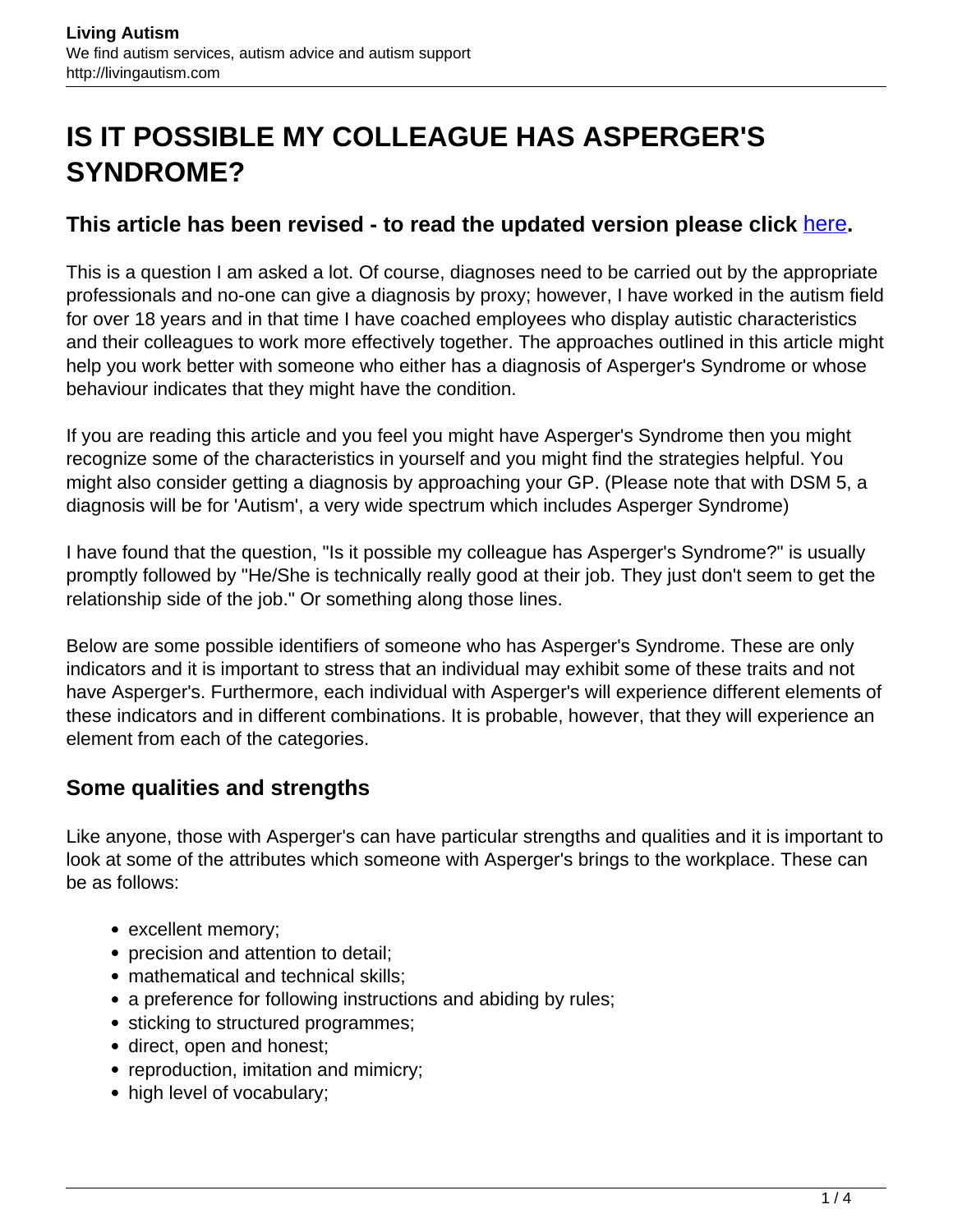# IS IT POSSIBLE MY COLLEAGUE HAS ASPERGER'S SYNDROME?

### This article has been revised - to read the updated version please click here.

This is a question I am asked a lot. Of course, diagnoses need to be carried out by the appropriate professionals and no-one can give a diagnosis by proxy; however, I have worked in the autism field for over 18 years and in that time I have coached employees who display autistic characteristics and their colleagues to work more effectively together. The approaches outlined in this article might help you work better with someone who either has a diagnosis of Asperger's Syndrome or whose behaviour indicates that they might have the condition.

If you are reading this article and you feel you might have Asperger's Syndrome then you might recognize some of the characteristics in yourself and you might find the strategies helpful. You might also consider getting a diagnosis by approaching your GP. (Please note that with DSM 5, a diagnosis will be for 'Autism', a very wide spectrum which includes Asperger Syndrome)

I have found that the question, "Is it possible my colleague has Asperger's Syndrome?" is usually promptly followed by "He/She is technically really good at their job. They just don't seem to get the relationship side of the job." Or something along those lines.

Below are some possible identifiers of someone who has Asperger's Syndrome. These are only indicators and it is important to stress that an individual may exhibit some of these traits and not have Asperger's. Furthermore, each individual with Asperger's will experience different elements of these indicators and in different combinations. It is probable, however, that they will experience an element from each of the categories.

### Some qualities and strengths

Like anyone, those with Asperger's can have particular strengths and qualities and it is important to look at some of the attributes which someone with Asperger's brings to the workplace. These can be as follows:

- excellent memory;
- precision and attention to detail;
- mathematical and technical skills;
- a preference for following instructions and abiding by rules;
- sticking to structured programmes;
- direct, open and honest;
- reproduction, imitation and mimicry;
- high level of vocabulary;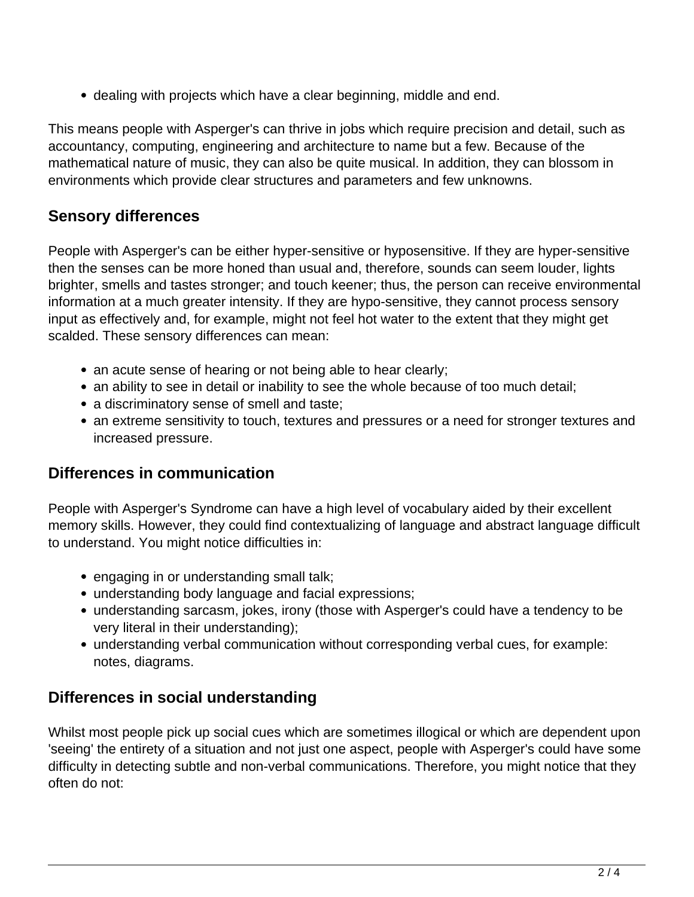- dealing with projects which have a clear beginning, middle and end.

This means people with Asperger's can thrive in jobs which require precision and detail, such as accountancy, computing, engineering and architecture to name but a few. Because of the mathematical nature of music, they can also be quite musical. In addition, they can blossom in environments which provide clear structures and parameters and few unknowns.

## Sensory differences

People with Asperger's can be either hyper-sensitive or hyposensitive. If they are hyper-sensitive then the senses can be more honed than usual and, therefore, sounds can seem louder, lights brighter, smells and tastes stronger; and touch keener; thus, the person can receive environmental information at a much greater intensity. If they are hypo-sensitive, they cannot process sensory input as effectively and, for example, might not feel hot water to the extent that they might get scalded. These sensory differences can mean:

- an acute sense of hearing or not being able to hear clearly;
- an ability to see in detail or inability to see the whole because of too much detail;
- a discriminatory sense of smell and taste;
- an extreme sensitivity to touch, textures and pressures or a need for stronger textures and increased pressure.

## Differences in communication

People with Asperger's Syndrome can have a high level of vocabulary aided by their excellent memory skills. However, they could find contextualizing of language and abstract language difficult to understand. You might notice difficulties in:

- engaging in or understanding small talk;
- understanding body language and facial expressions;
- understanding sarcasm, jokes, irony (those with Asperger's could have a tendency to be very literal in their understanding);
- understanding verbal communication without corresponding verbal cues, for example: notes, diagrams.

## Differences in social understanding

Whilst most people pick up social cues which are sometimes illogical or which are dependent upon 'seeing' the entirety of a situation and not just one aspect, people with Asperger's could have some difficulty in detecting subtle and non-verbal communications. Therefore, you might notice that they often do not: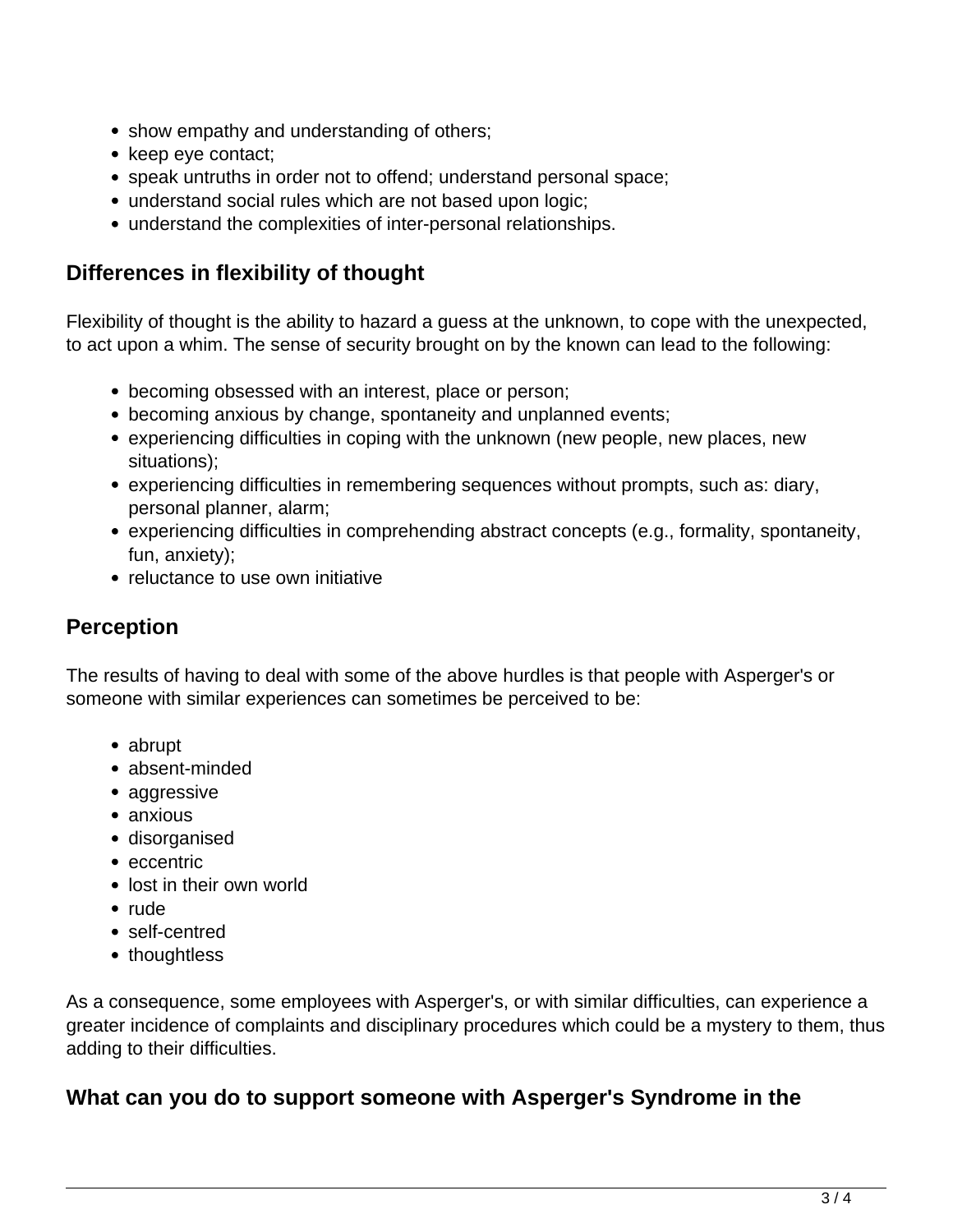- show empathy and understanding of others;
- keep eye contact;
- speak untruths in order not to offend; understand personal space;
- understand social rules which are not based upon logic;
- understand the complexities of inter-personal relationships.

## Differences in flexibility of thought

Flexibility of thought is the ability to hazard a guess at the unknown, to cope with the unexpected, to act upon a whim. The sense of security brought on by the known can lead to the following:

- becoming obsessed with an interest, place or person;
- becoming anxious by change, spontaneity and unplanned events;
- experiencing difficulties in coping with the unknown (new people, new places, new situations);
- experiencing difficulties in remembering sequences without prompts, such as: diary, personal planner, alarm;
- experiencing difficulties in comprehending abstract concepts (e.g., formality, spontaneity, fun, anxiety);
- reluctance to use own initiative

## Perception

The results of having to deal with some of the above hurdles is that people with Asperger's or someone with similar experiences can sometimes be perceived to be:

- abrupt
- absent-minded
- aggressive
- anxious
- disorganised
- eccentric
- lost in their own world
- rude
- self-centred
- thoughtless

As a consequence, some employees with Asperger's, or with similar difficulties, can experience a greater incidence of complaints and disciplinary procedures which could be a mystery to them, thus adding to their difficulties.

## What can you do to support someone with Asperger's Syndrome in the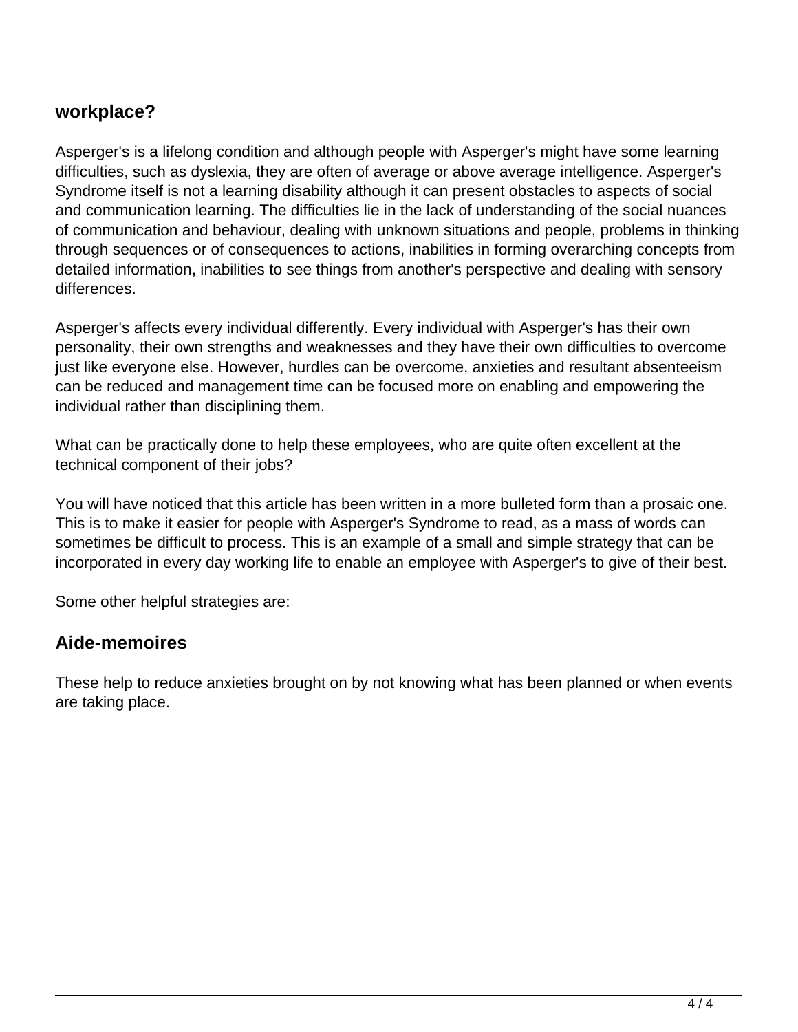## workplace?

Asperger's is a lifelong condition and although people with Asperger's might have some learning difficulties, such as dyslexia, they are often of average or above average intelligence. Asperger's Syndrome itself is not a learning disability although it can present obstacles to aspects of social and communication learning. The difficulties lie in the lack of understanding of the social nuances of communication and behaviour, dealing with unknown situations and people, problems in thinking through sequences or of consequences to actions, inabilities in forming overarching concepts from detailed information, inabilities to see things from another's perspective and dealing with sensory differences.

Asperger's affects every individual differently. Every individual with Asperger's has their own personality, their own strengths and weaknesses and they have their own difficulties to overcome just like everyone else. However, hurdles can be overcome, anxieties and resultant absenteeism can be reduced and management time can be focused more on enabling and empowering the individual rather than disciplining them.

What can be practically done to help these employees, who are quite often excellent at the technical component of their jobs?

You will have noticed that this article has been written in a more bulleted form than a prosaic one. This is to make it easier for people with Asperger's Syndrome to read, as a mass of words can sometimes be difficult to process. This is an example of a small and simple strategy that can be incorporated in every day working life to enable an employee with Asperger's to give of their best.

Some other helpful strategies are:

## Aide-memoires

These help to reduce anxieties brought on by not knowing what has been planned or when events are taking place.